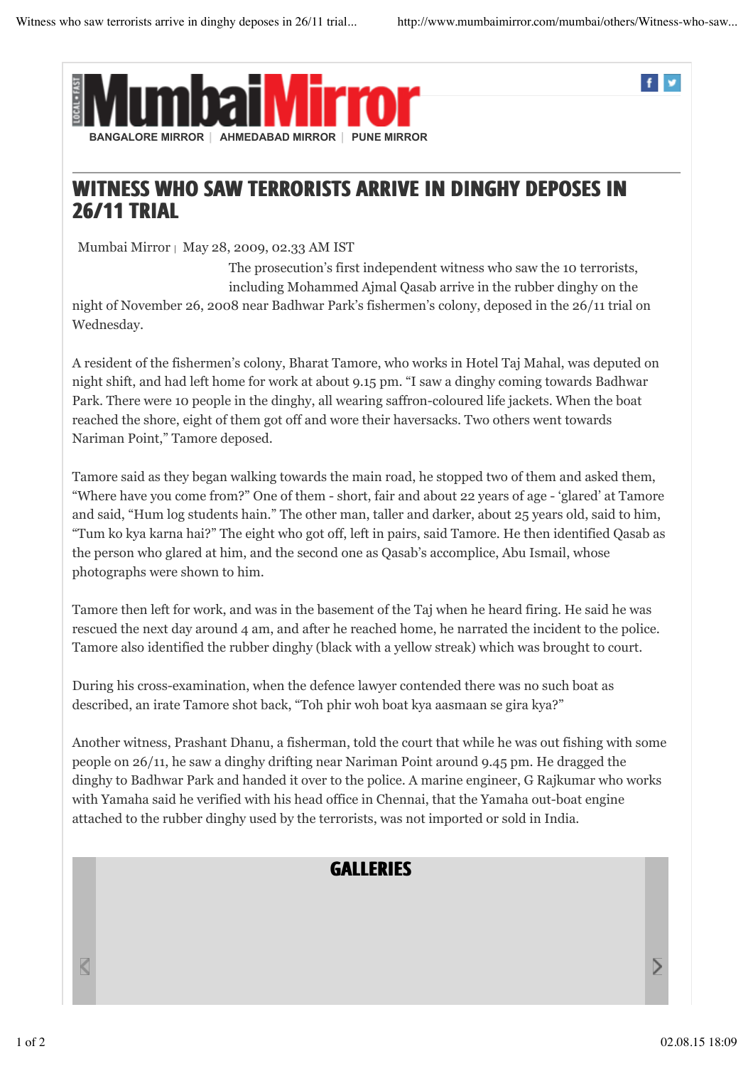# WITNESS WHO SAW TERRORISTS ARRIVE IN DINGHY DEPOSES IN 26/11 TRIAL

Mumbai Mirror | May 28, 2009, 02.33 AM IST

The prosecution's first independent witness who saw the 10 terrorists, including Mohammed Ajmal Qasab arrive in the rubber dinghy on the night of November 26, 2008 near Badhwar Park's fishermen's colony, deposed in the 26/11 trial on Wednesday.

A resident of the fishermen's colony, Bharat Tamore, who works in Hotel Taj Mahal, was deputed on night shift, and had left home for work at about 9.15 pm. "I saw a dinghy coming towards Badhwar Park. There were 10 people in the dinghy, all wearing saffron-coloured life jackets. When the boat reached the shore, eight of them got off and wore their haversacks. Two others went towards Nariman Point," Tamore deposed.

Tamore said as they began walking towards the main road, he stopped two of them and asked them, "Where have you come from?" One of them - short, fair and about 22 years of age - 'glared' at Tamore and said, "Hum log students hain." The other man, taller and darker, about 25 years old, said to him, "Tum ko kya karna hai?" The eight who got off, left in pairs, said Tamore. He then identified Qasab as the person who glared at him, and the second one as Qasab's accomplice, Abu Ismail, whose photographs were shown to him.

Tamore then left for work, and was in the basement of the Taj when he heard firing. He said he was rescued the next day around 4 am, and after he reached home, he narrated the incident to the police. Tamore also identified the rubber dinghy (black with a yellow streak) which was brought to court.

During his cross-examination, when the defence lawyer contended there was no such boat as described, an irate Tamore shot back, "Toh phir woh boat kya aasmaan se gira kya?"

Another witness, Prashant Dhanu, a fisherman, told the court that while he was out fishing with some people on 26/11, he saw a dinghy drifting near Nariman Point around 9.45 pm. He dragged the dinghy to Badhwar Park and handed it over to the police. A marine engineer, G Rajkumar who works with Yamaha said he verified with his head office in Chennai, that the Yamaha out-boat engine attached to the rubber dinghy used by the terrorists, was not imported or sold in India.

## GALLERIES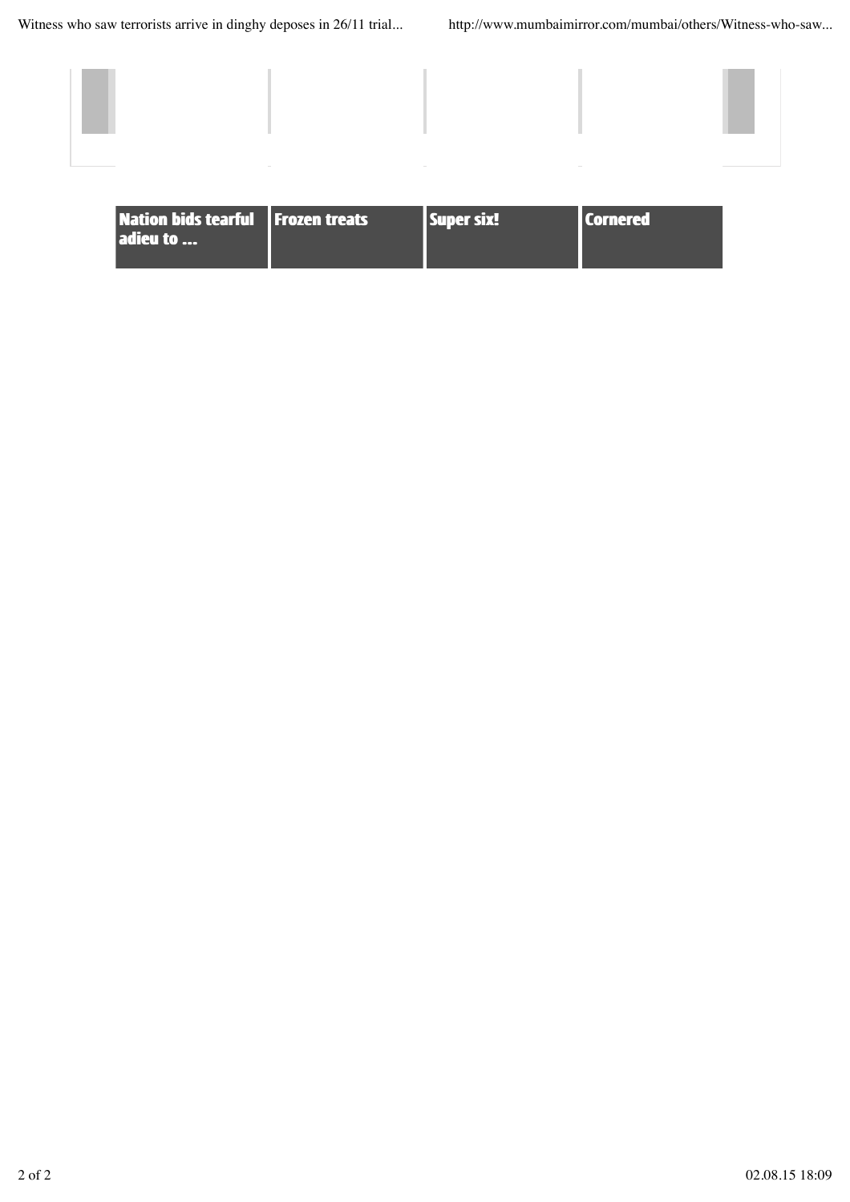Nation bids tearful adieu to ...

Frozen treats

Super six!

Cornered